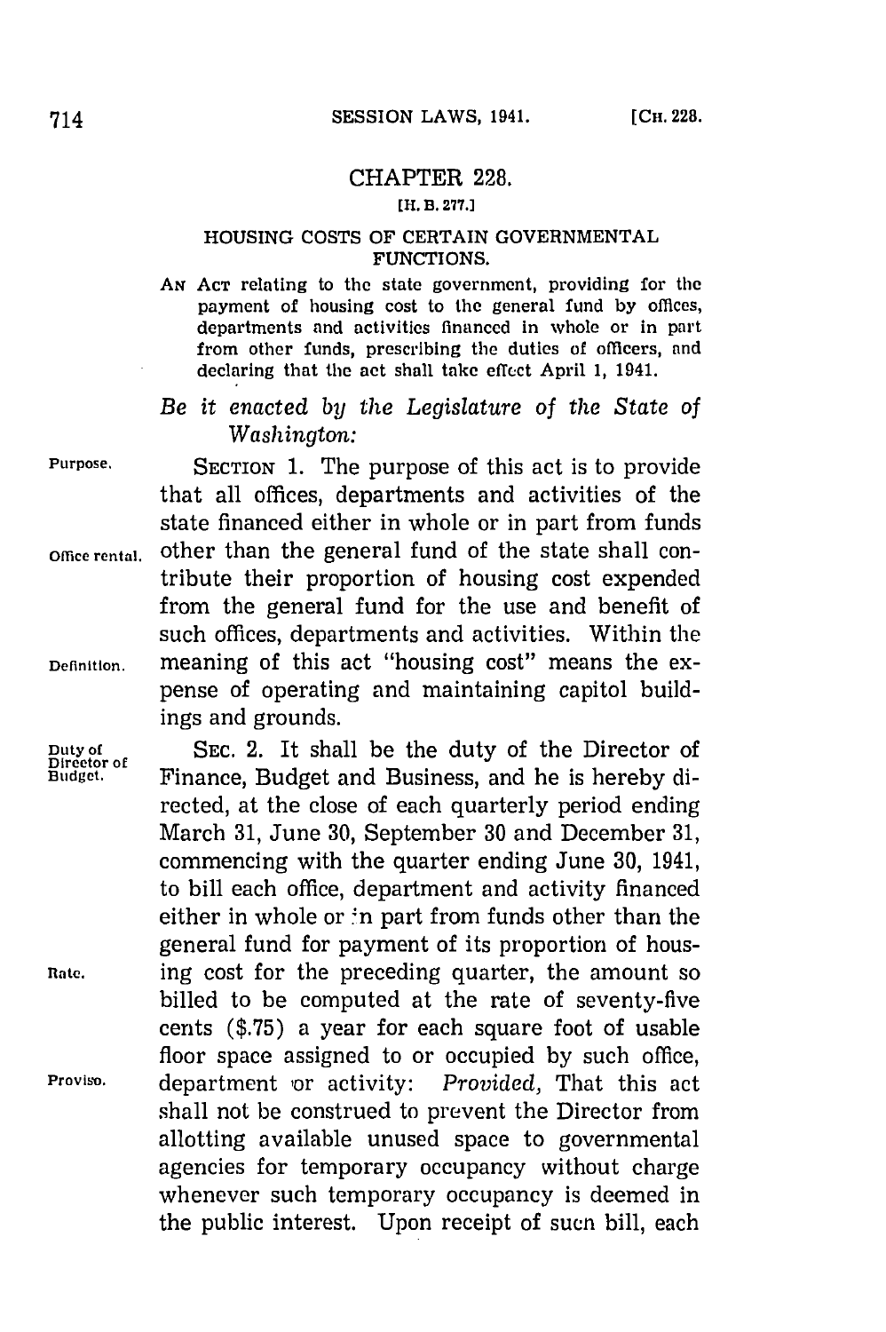# CHAPTER 228.

[H. B. 277.]

## HOUSING COSTS OF CERTAIN GOVERNMENTAL FUNCTIONS.

AN ACT relating to the state government, providing for the payment of housing cost to the general fund by offices, departments and activities financed in whole or in part from other funds, prescribing the duties of officers, and declaring that the act shall take effect April 1, 1941.

*Be it enacted by the Legislature of the State of Washington:*

Purpose.

SECTION 1. The purpose of this act is to provide that all offices, departments and activities of the state financed either in whole or in part from funds other than the general fund of the state shall contribute their proportion of housing cost expended from the general fund for the use and benefit of such offices, departments and activities. Within the meaning of this act "housing cost" means the expense of operating and maintaining capitol buildings and grounds.

Office rental.

Definition.

Duty of Director of Budget.

SEC. 2. It shall be the duty of the Director of Finance, Budget and Business, and he is hereby directed, at the close of each quarterly period ending March 31, June 30, September 30 and December 31, commencing with the quarter ending June 30, 1941, to bill each office, department and activity financed either in whole or in part from funds other than the general fund for payment of its proportion of housing cost for the preceding quarter, the amount so billed to be computed at the rate of seventy-five cents ($.75) a year for each square foot of usable floor space assigned to or occupied by such office, department or activity: *Provided,* That this act shall not be construed to prevent the Director from allotting available unused space to governmental agencies for temporary occupancy without charge whenever such temporary occupancy is deemed in the public interest. Upon receipt of such bill, each

Rate.

Proviso.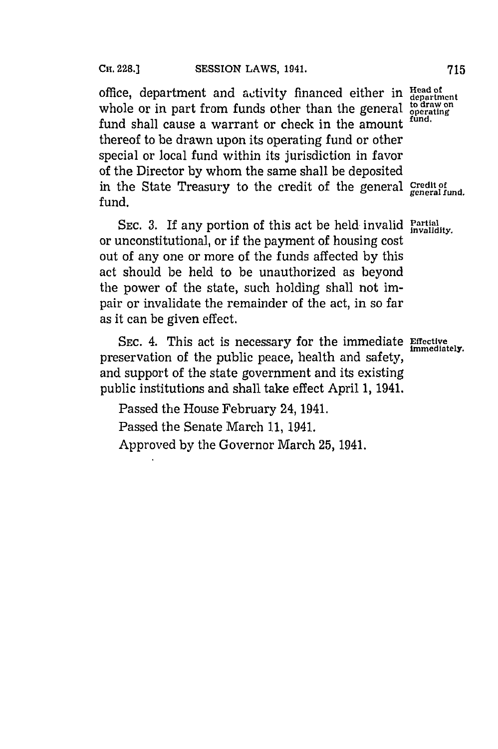office, department and activity financed either in whole or in part from funds other than the general fund shall cause a warrant or check in the amount thereof to be drawn upon its operating fund or other special or local fund within its jurisdiction in favor of the Director by whom the same shall be deposited in the State Treasury to the credit of the general fund.

Head of department to draw on operating fund.

Credit of general fund.

SEC. 3. If any portion of this act be held invalid or unconstitutional, or if the payment of housing cost out of any one or more of the funds affected by this act should be held to be unauthorized as beyond the power of the state, such holding shall not impair or invalidate the remainder of the act, in so far as it can be given effect.

Partial invalidity.

SEC. 4. This act is necessary for the immediate preservation of the public peace, health and safety, and support of the state government and its existing public institutions and shall take effect April 1, 1941.

Effective immediately.

Passed the House February 24, 1941.

Passed the Senate March 11, 1941.

Approved by the Governor March 25, 1941.